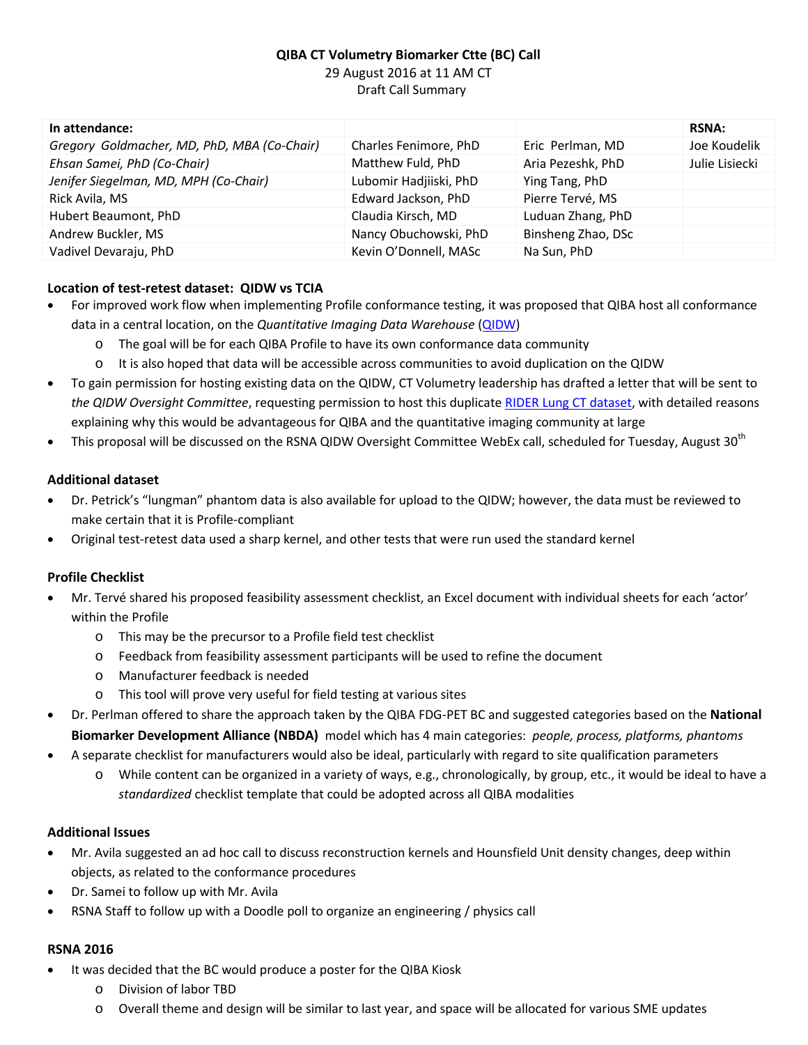**QIBA CT Volumetry Biomarker Ctte (BC) Call**

29 August 2016 at 11 AM CT

Draft Call Summary

| In attendance: | | | RSNA: |
|---|---|---|---|
| *Gregory Goldmacher, MD, PhD, MBA (Co-Chair)* | Charles Fenimore, PhD | Eric Perlman, MD | Joe Koudelik |
| *Ehsan Samei, PhD (Co-Chair)* | Matthew Fuld, PhD | Aria Pezeshk, PhD | Julie Lisiecki |
| *Jenifer Siegelman, MD, MPH (Co-Chair)* | Lubomir Hadjiiski, PhD | Ying Tang, PhD | |
| Rick Avila, MS | Edward Jackson, PhD | Pierre Tervé, MS | |
| Hubert Beaumont, PhD | Claudia Kirsch, MD | Luduan Zhang, PhD | |
| Andrew Buckler, MS | Nancy Obuchowski, PhD | Binsheng Zhao, DSc | |
| Vadivel Devaraju, PhD | Kevin O'Donnell, MASc | Na Sun, PhD | |

**Location of test-retest dataset: QIDW vs TCIA**

- For improved work flow when implementing Profile conformance testing, it was proposed that QIBA host all conformance data in a central location, on the *Quantitative Imaging Data Warehouse* (QIDW)
  - The goal will be for each QIBA Profile to have its own conformance data community
  - It is also hoped that data will be accessible across communities to avoid duplication on the QIDW
- To gain permission for hosting existing data on the QIDW, CT Volumetry leadership has drafted a letter that will be sent to *the QIDW Oversight Committee*, requesting permission to host this duplicate RIDER Lung CT dataset, with detailed reasons explaining why this would be advantageous for QIBA and the quantitative imaging community at large
- This proposal will be discussed on the RSNA QIDW Oversight Committee WebEx call, scheduled for Tuesday, August 30th

**Additional dataset**

- Dr. Petrick's "lungman" phantom data is also available for upload to the QIDW; however, the data must be reviewed to make certain that it is Profile-compliant
- Original test-retest data used a sharp kernel, and other tests that were run used the standard kernel

**Profile Checklist**

- Mr. Tervé shared his proposed feasibility assessment checklist, an Excel document with individual sheets for each 'actor' within the Profile
  - This may be the precursor to a Profile field test checklist
  - Feedback from feasibility assessment participants will be used to refine the document
  - Manufacturer feedback is needed
  - This tool will prove very useful for field testing at various sites
- Dr. Perlman offered to share the approach taken by the QIBA FDG-PET BC and suggested categories based on the **National Biomarker Development Alliance (NBDA)** model which has 4 main categories: *people, process, platforms, phantoms*
- A separate checklist for manufacturers would also be ideal, particularly with regard to site qualification parameters
  - While content can be organized in a variety of ways, e.g., chronologically, by group, etc., it would be ideal to have a *standardized* checklist template that could be adopted across all QIBA modalities

**Additional Issues**

- Mr. Avila suggested an ad hoc call to discuss reconstruction kernels and Hounsfield Unit density changes, deep within objects, as related to the conformance procedures
- Dr. Samei to follow up with Mr. Avila
- RSNA Staff to follow up with a Doodle poll to organize an engineering / physics call

**RSNA 2016**

- It was decided that the BC would produce a poster for the QIBA Kiosk
  - Division of labor TBD
  - Overall theme and design will be similar to last year, and space will be allocated for various SME updates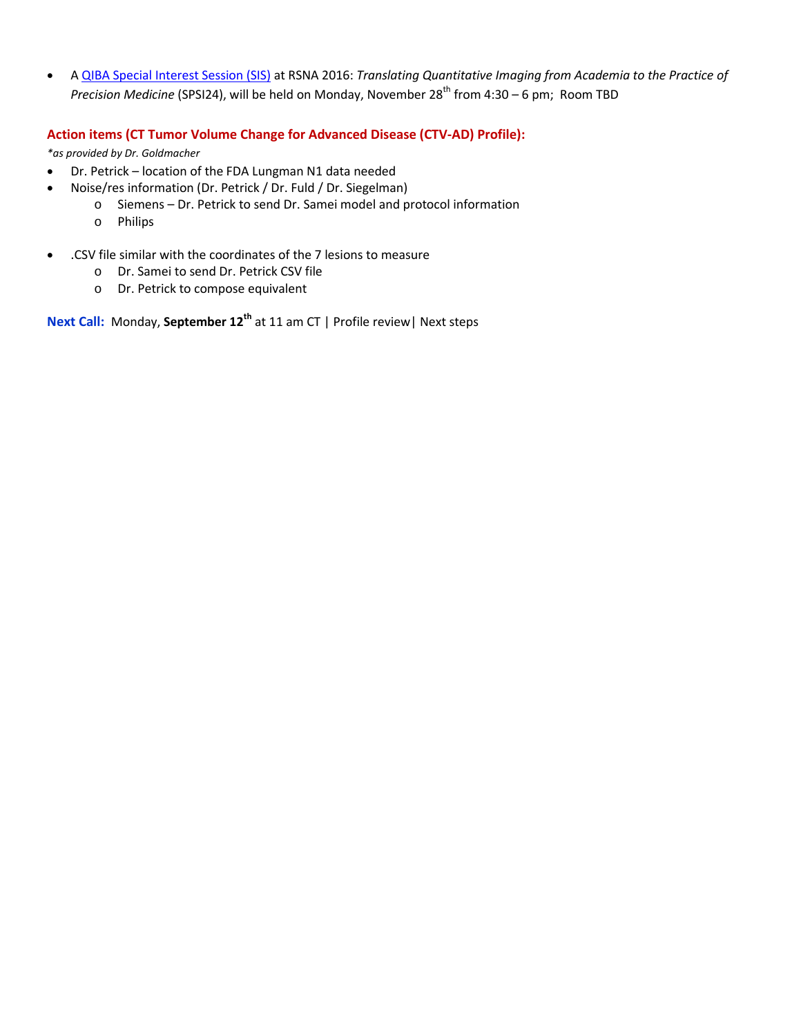- A [QIBA Special Interest Session (SIS)]() at RSNA 2016: *Translating Quantitative Imaging from Academia to the Practice of Precision Medicine* (SPSI24), will be held on Monday, November 28th from 4:30 – 6 pm; Room TBD

**Action items (CT Tumor Volume Change for Advanced Disease (CTV-AD) Profile):**

*\*as provided by Dr. Goldmacher*

- Dr. Petrick – location of the FDA Lungman N1 data needed
- Noise/res information (Dr. Petrick / Dr. Fuld / Dr. Siegelman)
  - Siemens – Dr. Petrick to send Dr. Samei model and protocol information
  - Philips
- .CSV file similar with the coordinates of the 7 lesions to measure
  - Dr. Samei to send Dr. Petrick CSV file
  - Dr. Petrick to compose equivalent

**Next Call:** Monday, **September 12th** at 11 am CT | Profile review| Next steps